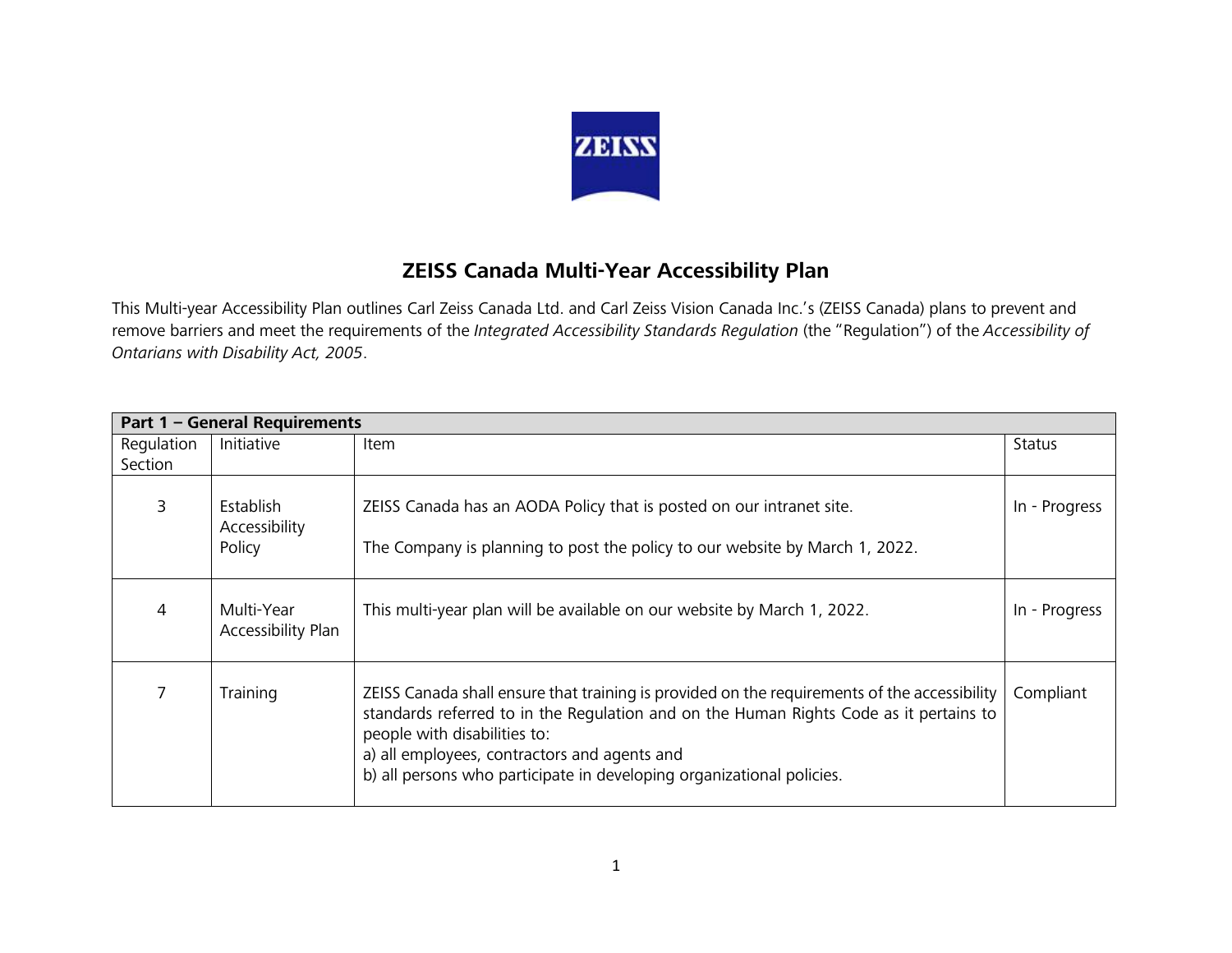# ZEISS Canada Multi-Year Accessibility Plan

This Multi-year Accessibility Plan outlines Carl Zeiss Canada Ltd. and Carl Zeiss Vision Canada Inc.'s (ZEISS Canada) plans to prevent and remove barriers and meet the requirements of the *Integrated Accessibility Standards Regulation* (the "Regulation") of the *Accessibility of Ontarians with Disability Act, 2005*.

| **Part 1 – General Requirements** | | | |
|---|---|---|---|
| Regulation Section | Initiative | Item | Status |
| 3 | Establish Accessibility Policy | ZEISS Canada has an AODA Policy that is posted on our intranet site.<br><br>The Company is planning to post the policy to our website by March 1, 2022. | In - Progress |
| 4 | Multi-Year Accessibility Plan | This multi-year plan will be available on our website by March 1, 2022. | In - Progress |
| 7 | Training | ZEISS Canada shall ensure that training is provided on the requirements of the accessibility standards referred to in the Regulation and on the Human Rights Code as it pertains to people with disabilities to:<br>a) all employees, contractors and agents and<br>b) all persons who participate in developing organizational policies. | Compliant |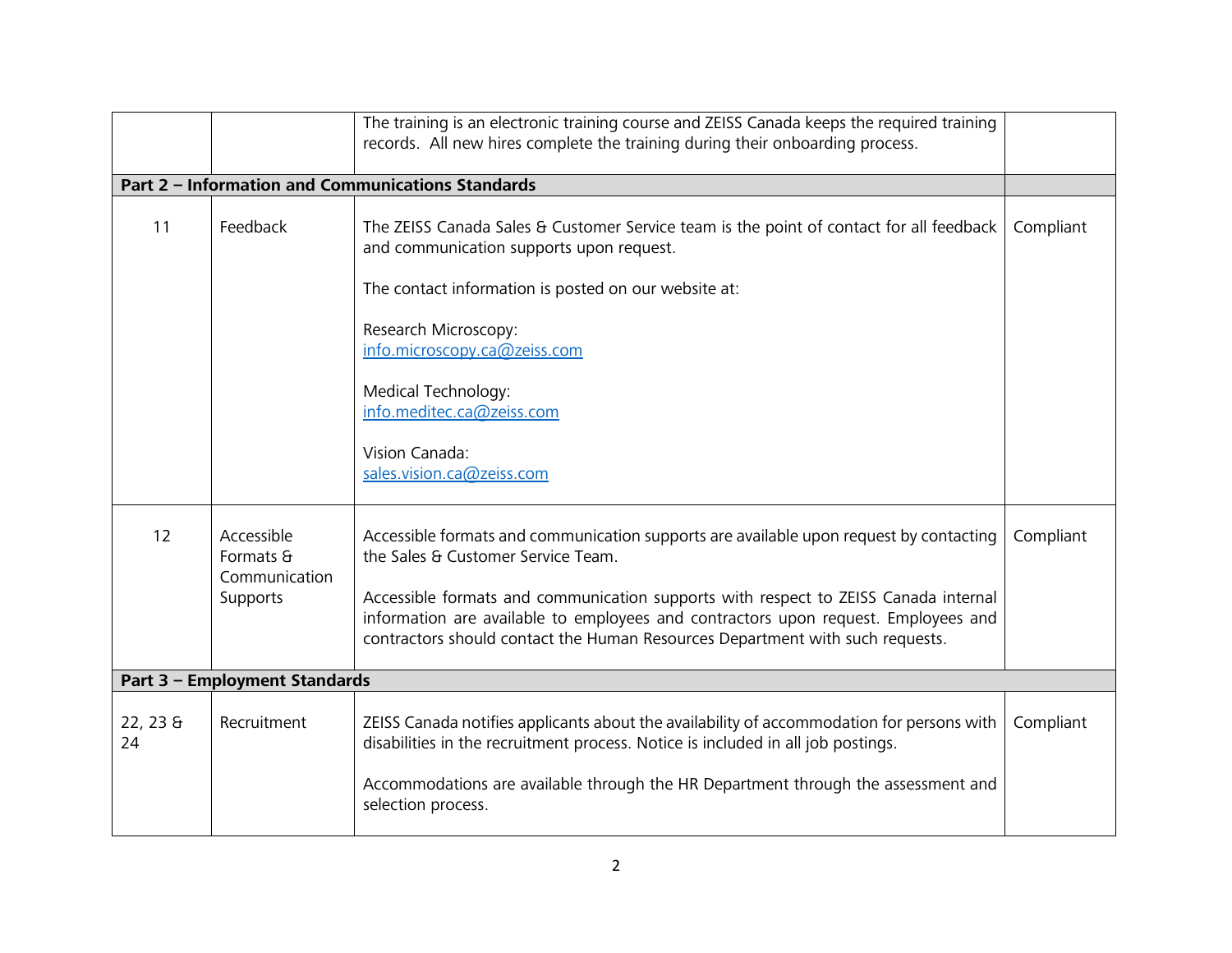| | | | |
|---|---|---|---|
| | | The training is an electronic training course and ZEISS Canada keeps the required training records. All new hires complete the training during their onboarding process. | |
| **Part 2 – Information and Communications Standards** | | | |
| 11 | Feedback | The ZEISS Canada Sales & Customer Service team is the point of contact for all feedback and communication supports upon request.<br><br>The contact information is posted on our website at:<br><br>Research Microscopy:<br>info.microscopy.ca@zeiss.com<br><br>Medical Technology:<br>info.meditec.ca@zeiss.com<br><br>Vision Canada:<br>sales.vision.ca@zeiss.com | Compliant |
| 12 | Accessible Formats & Communication Supports | Accessible formats and communication supports are available upon request by contacting the Sales & Customer Service Team.<br><br>Accessible formats and communication supports with respect to ZEISS Canada internal information are available to employees and contractors upon request. Employees and contractors should contact the Human Resources Department with such requests. | Compliant |
| **Part 3 – Employment Standards** | | | |
| 22, 23 & 24 | Recruitment | ZEISS Canada notifies applicants about the availability of accommodation for persons with disabilities in the recruitment process. Notice is included in all job postings.<br><br>Accommodations are available through the HR Department through the assessment and selection process. | Compliant |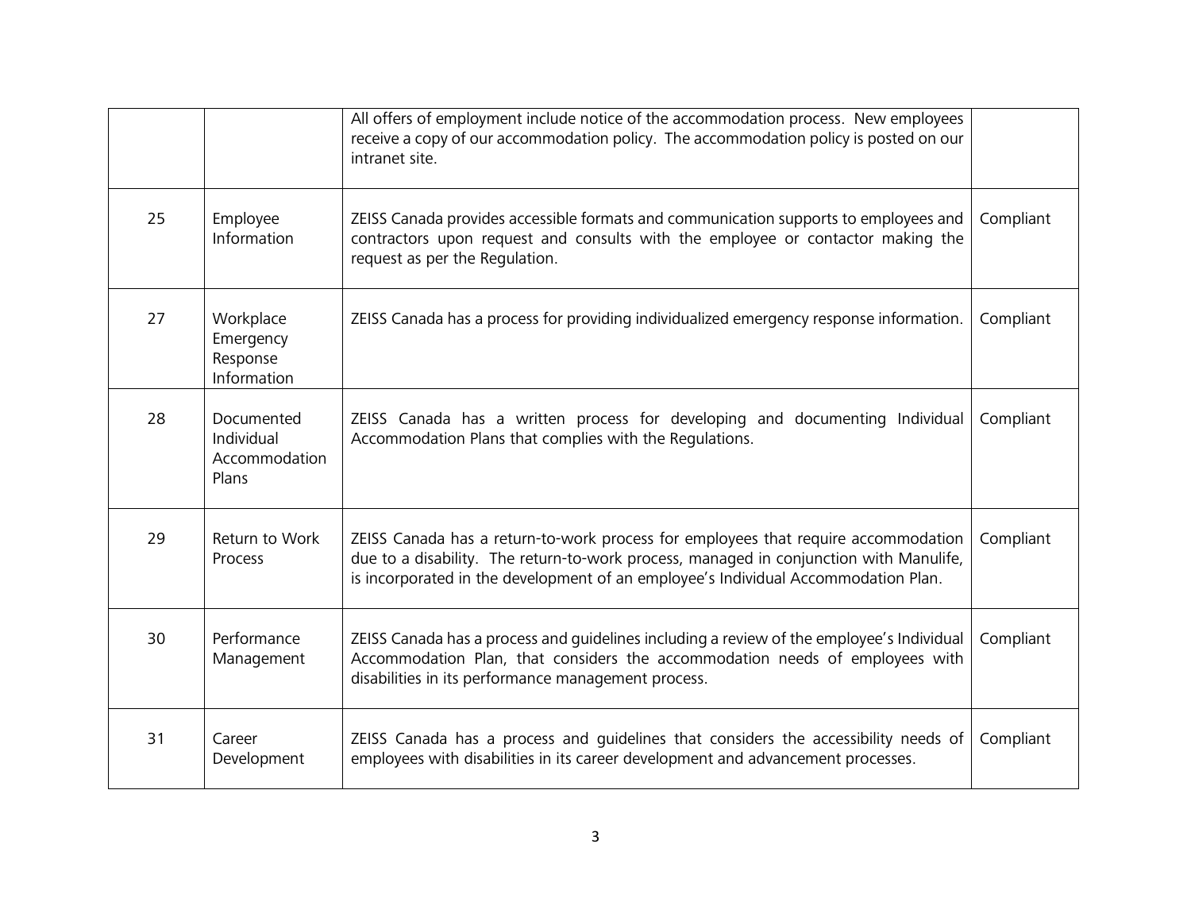| | | | |
|---|---|---|---|
| | | All offers of employment include notice of the accommodation process. New employees receive a copy of our accommodation policy. The accommodation policy is posted on our intranet site. | |
| 25 | Employee Information | ZEISS Canada provides accessible formats and communication supports to employees and contractors upon request and consults with the employee or contactor making the request as per the Regulation. | Compliant |
| 27 | Workplace Emergency Response Information | ZEISS Canada has a process for providing individualized emergency response information. | Compliant |
| 28 | Documented Individual Accommodation Plans | ZEISS Canada has a written process for developing and documenting Individual Accommodation Plans that complies with the Regulations. | Compliant |
| 29 | Return to Work Process | ZEISS Canada has a return-to-work process for employees that require accommodation due to a disability. The return-to-work process, managed in conjunction with Manulife, is incorporated in the development of an employee's Individual Accommodation Plan. | Compliant |
| 30 | Performance Management | ZEISS Canada has a process and guidelines including a review of the employee's Individual Accommodation Plan, that considers the accommodation needs of employees with disabilities in its performance management process. | Compliant |
| 31 | Career Development | ZEISS Canada has a process and guidelines that considers the accessibility needs of employees with disabilities in its career development and advancement processes. | Compliant |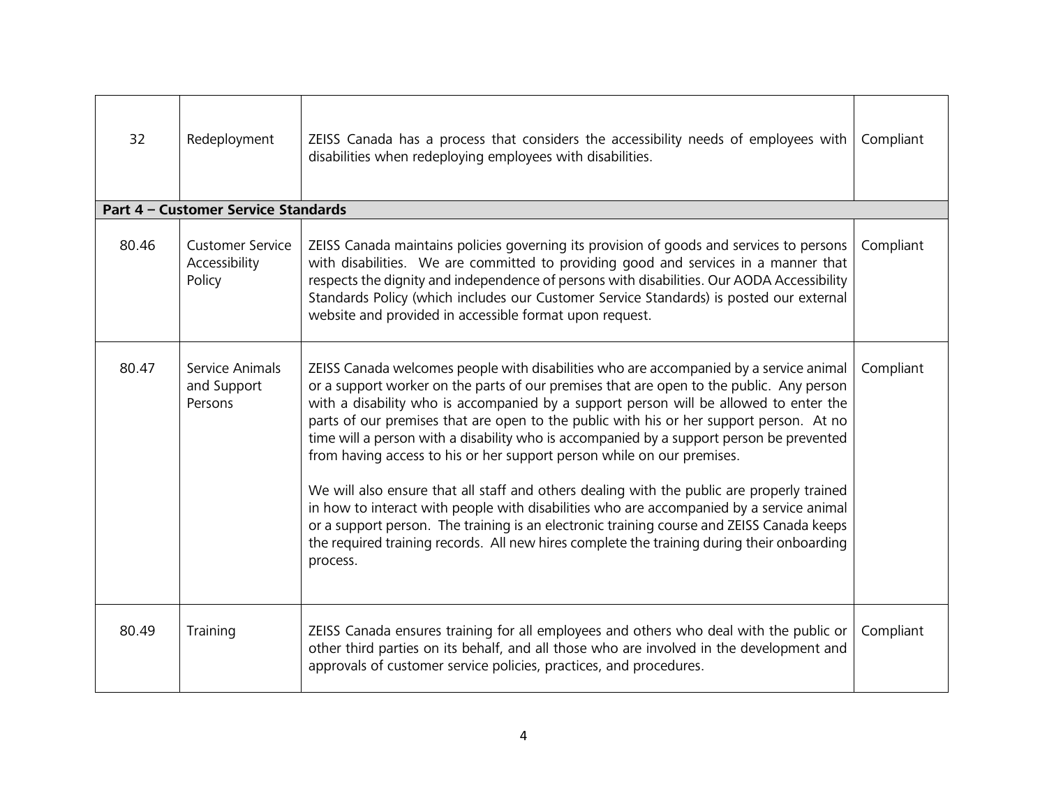| | | | |
|---|---|---|---|
| 32 | Redeployment | ZEISS Canada has a process that considers the accessibility needs of employees with disabilities when redeploying employees with disabilities. | Compliant |
| **Part 4 – Customer Service Standards** | | | |
| 80.46 | Customer Service Accessibility Policy | ZEISS Canada maintains policies governing its provision of goods and services to persons with disabilities. We are committed to providing good and services in a manner that respects the dignity and independence of persons with disabilities. Our AODA Accessibility Standards Policy (which includes our Customer Service Standards) is posted our external website and provided in accessible format upon request. | Compliant |
| 80.47 | Service Animals and Support Persons | ZEISS Canada welcomes people with disabilities who are accompanied by a service animal or a support worker on the parts of our premises that are open to the public. Any person with a disability who is accompanied by a support person will be allowed to enter the parts of our premises that are open to the public with his or her support person. At no time will a person with a disability who is accompanied by a support person be prevented from having access to his or her support person while on our premises.<br><br>We will also ensure that all staff and others dealing with the public are properly trained in how to interact with people with disabilities who are accompanied by a service animal or a support person. The training is an electronic training course and ZEISS Canada keeps the required training records. All new hires complete the training during their onboarding process. | Compliant |
| 80.49 | Training | ZEISS Canada ensures training for all employees and others who deal with the public or other third parties on its behalf, and all those who are involved in the development and approvals of customer service policies, practices, and procedures. | Compliant |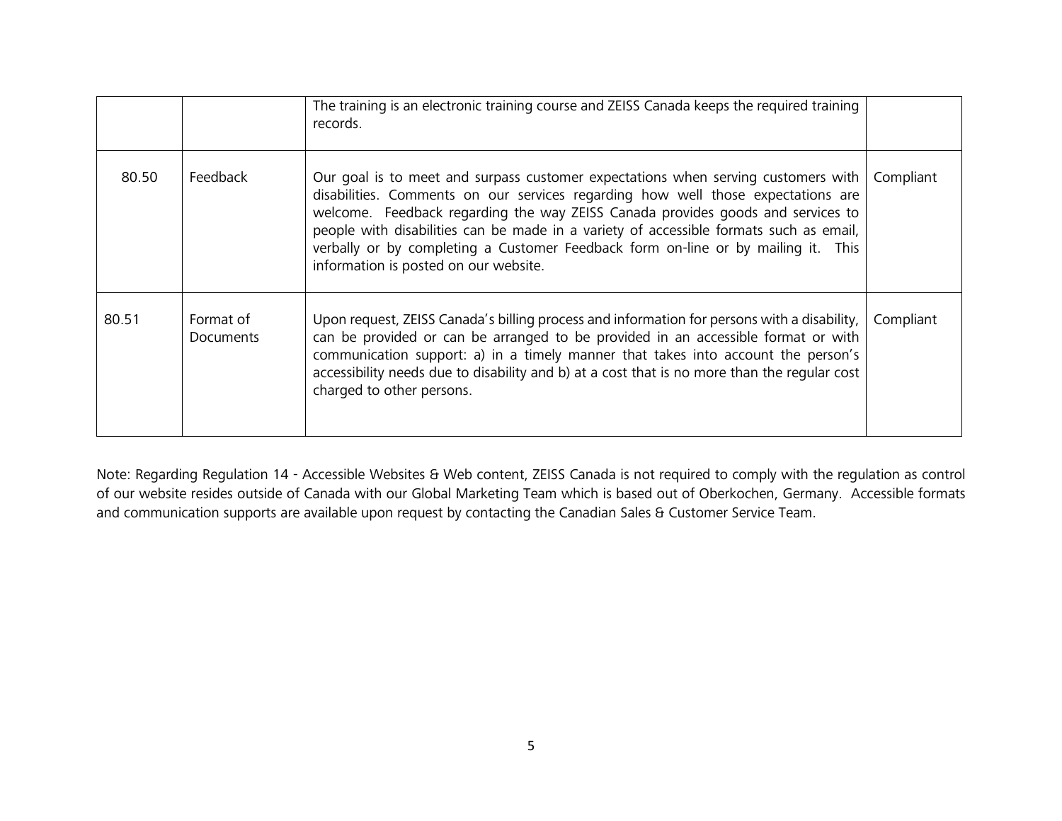| | | | |
|---|---|---|---|
| | | The training is an electronic training course and ZEISS Canada keeps the required training records. | |
| 80.50 | Feedback | Our goal is to meet and surpass customer expectations when serving customers with disabilities. Comments on our services regarding how well those expectations are welcome. Feedback regarding the way ZEISS Canada provides goods and services to people with disabilities can be made in a variety of accessible formats such as email, verbally or by completing a Customer Feedback form on-line or by mailing it. This information is posted on our website. | Compliant |
| 80.51 | Format of Documents | Upon request, ZEISS Canada's billing process and information for persons with a disability, can be provided or can be arranged to be provided in an accessible format or with communication support: a) in a timely manner that takes into account the person's accessibility needs due to disability and b) at a cost that is no more than the regular cost charged to other persons. | Compliant |

Note: Regarding Regulation 14 - Accessible Websites & Web content, ZEISS Canada is not required to comply with the regulation as control of our website resides outside of Canada with our Global Marketing Team which is based out of Oberkochen, Germany. Accessible formats and communication supports are available upon request by contacting the Canadian Sales & Customer Service Team.